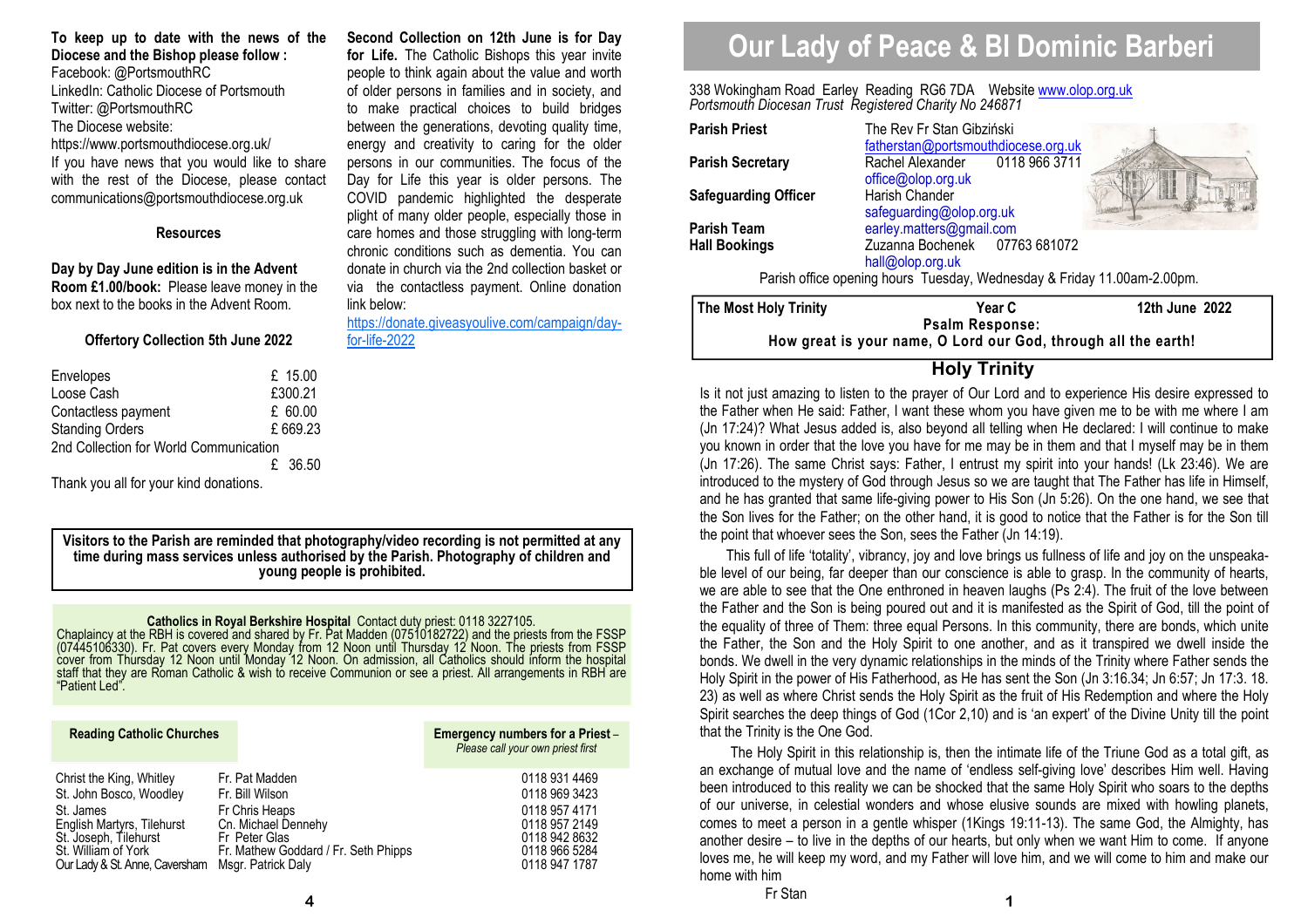**To keep up to date with the news of the Diocese and the Bishop please follow :**

Facebook: @PortsmouthRC
LinkedIn: Catholic Diocese of Portsmouth
Twitter: @PortsmouthRC
The Diocese website:
https://www.portsmouthdiocese.org.uk/
If you have news that you would like to share with the rest of the Diocese, please contact communications@portsmouthdiocese.org.uk

### Resources

**Day by Day June edition is in the Advent Room £1.00/book:** Please leave money in the box next to the books in the Advent Room.

### Offertory Collection 5th June 2022

| | |
|---|---|
| Envelopes | £ 15.00 |
| Loose Cash | £300.21 |
| Contactless payment | £ 60.00 |
| Standing Orders | £ 669.23 |
| 2nd Collection for World Communication | £ 36.50 |

Thank you all for your kind donations.

**Second Collection on 12th June is for Day for Life.** The Catholic Bishops this year invite people to think again about the value and worth of older persons in families and in society, and to make practical choices to build bridges between the generations, devoting quality time, energy and creativity to caring for the older persons in our communities. The focus of the Day for Life this year is older persons. The COVID pandemic highlighted the desperate plight of many older people, especially those in care homes and those struggling with long-term chronic conditions such as dementia. You can donate in church via the 2nd collection basket or via the contactless payment. Online donation link below:
https://donate.giveasyoulive.com/campaign/day-for-life-2022

**Visitors to the Parish are reminded that photography/video recording is not permitted at any time during mass services unless authorised by the Parish. Photography of children and young people is prohibited.**

**Catholics in Royal Berkshire Hospital** Contact duty priest: 0118 3227105.
Chaplaincy at the RBH is covered and shared by Fr. Pat Madden (07510182722) and the priests from the FSSP (07445106330). Fr. Pat covers every Monday from 12 Noon until Thursday 12 Noon. The priests from FSSP cover from Thursday 12 Noon until Monday 12 Noon. On admission, all Catholics should inform the hospital staff that they are Roman Catholic & wish to receive Communion or see a priest. All arrangements in RBH are "Patient Led".

| Reading Catholic Churches | | Emergency numbers for a Priest – *Please call your own priest first* |
|---|---|---|
| Christ the King, Whitley | Fr. Pat Madden | 0118 931 4469 |
| St. John Bosco, Woodley | Fr. Bill Wilson | 0118 969 3423 |
| St. James | Fr Chris Heaps | 0118 957 4171 |
| English Martyrs, Tilehurst | Cn. Michael Dennehy | 0118 957 2149 |
| St. Joseph, Tilehurst | Fr Peter Glas | 0118 942 8632 |
| St. William of York | Fr. Mathew Goddard / Fr. Seth Phipps | 0118 966 5284 |
| Our Lady & St. Anne, Caversham | Msgr. Patrick Daly | 0118 947 1787 |

# Our Lady of Peace & Bl Dominic Barberi

338 Wokingham Road Earley Reading RG6 7DA Website www.olop.org.uk
*Portsmouth Diocesan Trust Registered Charity No 246871*

| | |
|---|---|
| **Parish Priest** | The Rev Fr Stan Gibziński fatherstan@portsmouthdiocese.org.uk |
| **Parish Secretary** | Rachel Alexander 0118 966 3711 office@olop.org.uk |
| **Safeguarding Officer** | Harish Chander safeguarding@olop.org.uk |
| **Parish Team** | earley.matters@gmail.com |
| **Hall Bookings** | Zuzanna Bochenek 07763 681072 hall@olop.org.uk |

Parish office opening hours Tuesday, Wednesday & Friday 11.00am-2.00pm.

**The Most Holy Trinity** **Year C** **12th June 2022**
**Psalm Response:**
**How great is your name, O Lord our God, through all the earth!**

## Holy Trinity

Is it not just amazing to listen to the prayer of Our Lord and to experience His desire expressed to the Father when He said: Father, I want these whom you have given me to be with me where I am (Jn 17:24)? What Jesus added is, also beyond all telling when He declared: I will continue to make you known in order that the love you have for me may be in them and that I myself may be in them (Jn 17:26). The same Christ says: Father, I entrust my spirit into your hands! (Lk 23:46). We are introduced to the mystery of God through Jesus so we are taught that The Father has life in Himself, and he has granted that same life-giving power to His Son (Jn 5:26). On the one hand, we see that the Son lives for the Father; on the other hand, it is good to notice that the Father is for the Son till the point that whoever sees the Son, sees the Father (Jn 14:19).

This full of life 'totality', vibrancy, joy and love brings us fullness of life and joy on the unspeakable level of our being, far deeper than our conscience is able to grasp. In the community of hearts, we are able to see that the One enthroned in heaven laughs (Ps 2:4). The fruit of the love between the Father and the Son is being poured out and it is manifested as the Spirit of God, till the point of the equality of three of Them: three equal Persons. In this community, there are bonds, which unite the Father, the Son and the Holy Spirit to one another, and as it transpired we dwell inside the bonds. We dwell in the very dynamic relationships in the minds of the Trinity where Father sends the Holy Spirit in the power of His Fatherhood, as He has sent the Son (Jn 3:16.34; Jn 6:57; Jn 17:3. 18. 23) as well as where Christ sends the Holy Spirit as the fruit of His Redemption and where the Holy Spirit searches the deep things of God (1Cor 2,10) and is 'an expert' of the Divine Unity till the point that the Trinity is the One God.

The Holy Spirit in this relationship is, then the intimate life of the Triune God as a total gift, as an exchange of mutual love and the name of 'endless self-giving love' describes Him well. Having been introduced to this reality we can be shocked that the same Holy Spirit who soars to the depths of our universe, in celestial wonders and whose elusive sounds are mixed with howling planets, comes to meet a person in a gentle whisper (1Kings 19:11-13). The same God, the Almighty, has another desire – to live in the depths of our hearts, but only when we want Him to come. If anyone loves me, he will keep my word, and my Father will love him, and we will come to him and make our home with him

Fr Stan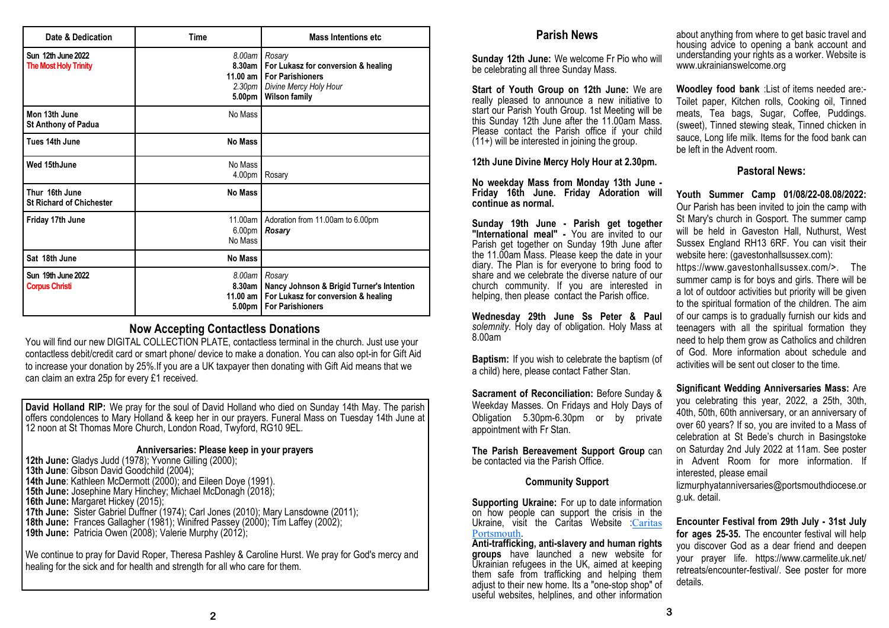| Date & Dedication | Time | Mass Intentions etc |
| --- | --- | --- |
| **Sun 12th June 2022** **The Most Holy Trinity** | *8.00am* **8.30am** **11.00 am** *2.30pm* **5.00pm** | *Rosary* **For Lukasz for conversion & healing** **For Parishioners** *Divine Mercy Holy Hour* **Wilson family** |
| **Mon 13th June** **St Anthony of Padua** | No Mass | |
| **Tues 14th June** | **No Mass** | |
| **Wed 15thJune** | No Mass 4.00pm | Rosary |
| **Thur 16th June** **St Richard of Chichester** | **No Mass** | |
| **Friday 17th June** | 11.00am 6.00pm No Mass | Adoration from 11.00am to 6.00pm ***Rosary*** |
| **Sat 18th June** | **No Mass** | |
| **Sun 19th June 2022** **Corpus Christi** | *8.00am* **8.30am** **11.00 am** **5.00pm** | Rosary **Nancy Johnson & Brigid Turner's Intention** **For Lukasz for conversion & healing** **For Parishioners** |

## Now Accepting Contactless Donations

You will find our new DIGITAL COLLECTION PLATE, contactless terminal in the church. Just use your contactless debit/credit card or smart phone/ device to make a donation. You can also opt-in for Gift Aid to increase your donation by 25%.If you are a UK taxpayer then donating with Gift Aid means that we can claim an extra 25p for every £1 received.

**David Holland RIP:** We pray for the soul of David Holland who died on Sunday 14th May. The parish offers condolences to Mary Holland & keep her in our prayers. Funeral Mass on Tuesday 14th June at 12 noon at St Thomas More Church, London Road, Twyford, RG10 9EL.

### Anniversaries: Please keep in your prayers

**12th June:** Gladys Judd (1978); Yvonne Gilling (2000);
**13th June**: Gibson David Goodchild (2004);
**14th June**: Kathleen McDermott (2000); and Eileen Doye (1991).
**15th June:** Josephine Mary Hinchey; Michael McDonagh (2018);
**16th June:** Margaret Hickey (2015);
**17th June:** Sister Gabriel Duffner (1974); Carl Jones (2010); Mary Lansdowne (2011);
**18th June:** Frances Gallagher (1981); Winifred Passey (2000); Tim Laffey (2002);
**19th June:** Patricia Owen (2008); Valerie Murphy (2012);

We continue to pray for David Roper, Theresa Pashley & Caroline Hurst. We pray for God's mercy and healing for the sick and for health and strength for all who care for them.

## Parish News

**Sunday 12th June:** We welcome Fr Pio who will be celebrating all three Sunday Mass.

**Start of Youth Group on 12th June:** We are really pleased to announce a new initiative to start our Parish Youth Group. 1st Meeting will be this Sunday 12th June after the 11.00am Mass. Please contact the Parish office if your child (11+) will be interested in joining the group.

**12th June Divine Mercy Holy Hour at 2.30pm.**

**No weekday Mass from Monday 13th June - Friday 16th June. Friday Adoration will continue as normal.**

**Sunday 19th June - Parish get together "International meal" -** You are invited to our Parish get together on Sunday 19th June after the 11.00am Mass. Please keep the date in your diary. The Plan is for everyone to bring food to share and we celebrate the diverse nature of our church community. If you are interested in helping, then please contact the Parish office.

**Wednesday 29th June Ss Peter & Paul** *solemnity.* Holy day of obligation. Holy Mass at 8.00am

**Baptism:** If you wish to celebrate the baptism (of a child) here, please contact Father Stan.

**Sacrament of Reconciliation:** Before Sunday & Weekday Masses. On Fridays and Holy Days of Obligation 5.30pm-6.30pm or by private appointment with Fr Stan.

**The Parish Bereavement Support Group** can be contacted via the Parish Office.

### Community Support

**Supporting Ukraine:** For up to date information on how people can support the crisis in the Ukraine, visit the Caritas Website :Caritas Portsmouth.

**Anti-trafficking, anti-slavery and human rights groups** have launched a new website for Ukrainian refugees in the UK, aimed at keeping them safe from trafficking and helping them adjust to their new home. Its a "one-stop shop" of useful websites, helplines, and other information about anything from where to get basic travel and housing advice to opening a bank account and understanding your rights as a worker. Website is www.ukrainianswelcome.org

**Woodley food bank** :List of items needed are:- Toilet paper, Kitchen rolls, Cooking oil, Tinned meats, Tea bags, Sugar, Coffee, Puddings. (sweet), Tinned stewing steak, Tinned chicken in sauce, Long life milk. Items for the food bank can be left in the Advent room.

## Pastoral News:

**Youth Summer Camp 01/08/22-08.08/2022:** Our Parish has been invited to join the camp with St Mary's church in Gosport. The summer camp will be held in Gaveston Hall, Nuthurst, West Sussex England RH13 6RF. You can visit their website here: (gavestonhallsussex.com): https://www.gavestonhallsussex.com/>. The summer camp is for boys and girls. There will be a lot of outdoor activities but priority will be given to the spiritual formation of the children. The aim of our camps is to gradually furnish our kids and teenagers with all the spiritual formation they need to help them grow as Catholics and children of God. More information about schedule and activities will be sent out closer to the time.

**Significant Wedding Anniversaries Mass:** Are you celebrating this year, 2022, a 25th, 30th, 40th, 50th, 60th anniversary, or an anniversary of over 60 years? If so, you are invited to a Mass of celebration at St Bede's church in Basingstoke on Saturday 2nd July 2022 at 11am. See poster in Advent Room for more information. If interested, please email lizmurphyatanniversaries@portsmouthdiocese.org.uk. detail.

**Encounter Festival from 29th July - 31st July for ages 25-35.** The encounter festival will help you discover God as a dear friend and deepen your prayer life. https://www.carmelite.uk.net/retreats/encounter-festival/. See poster for more details.